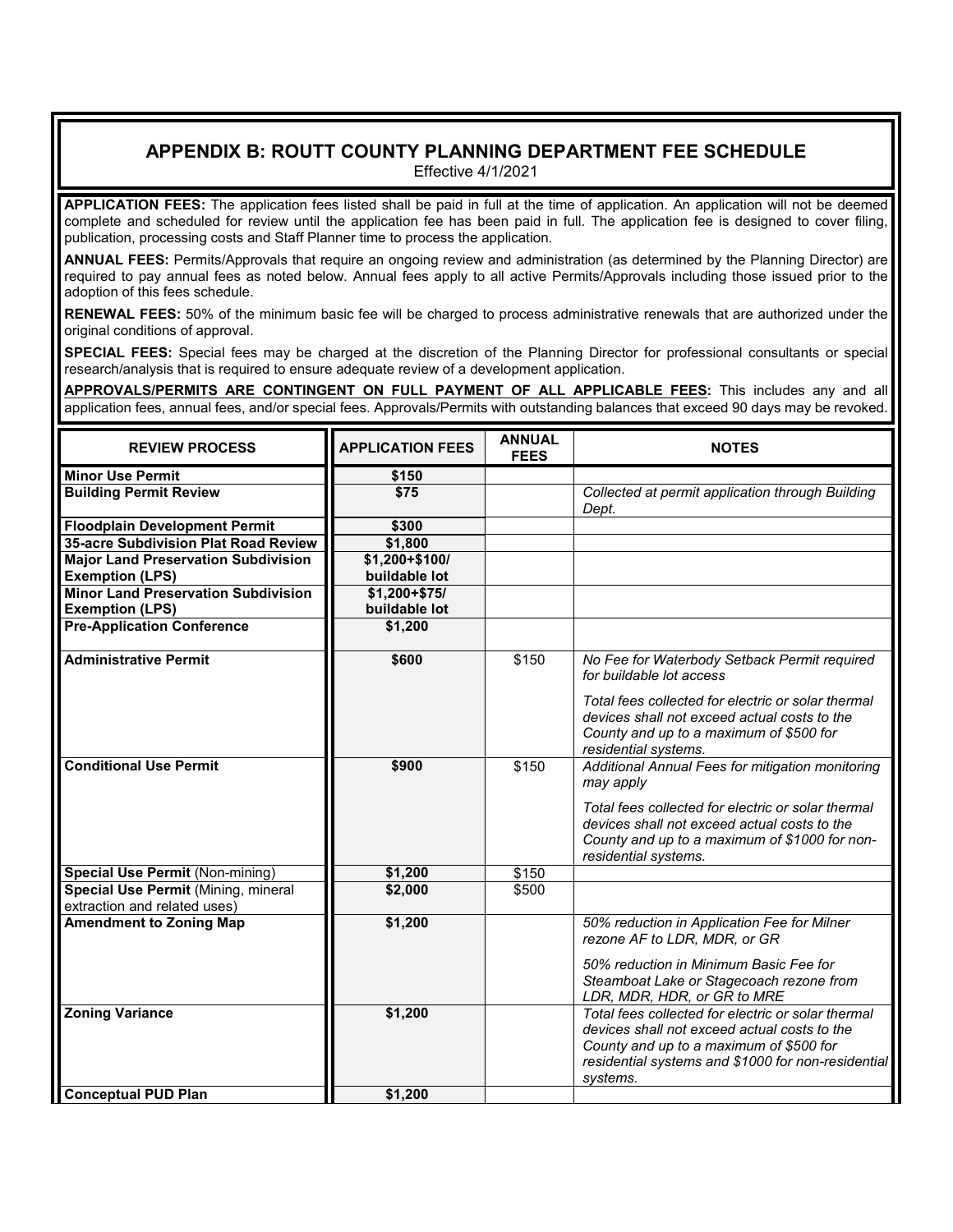# APPENDIX B: ROUTT COUNTY PLANNING DEPARTMENT FEE SCHEDULE

Effective 4/1/2021

**APPLICATION FEES:** The application fees listed shall be paid in full at the time of application. An application will not be deemed complete and scheduled for review until the application fee has been paid in full. The application fee is designed to cover filing, publication, processing costs and Staff Planner time to process the application.

**ANNUAL FEES:** Permits/Approvals that require an ongoing review and administration (as determined by the Planning Director) are required to pay annual fees as noted below. Annual fees apply to all active Permits/Approvals including those issued prior to the adoption of this fees schedule.

**RENEWAL FEES:** 50% of the minimum basic fee will be charged to process administrative renewals that are authorized under the original conditions of approval.

**SPECIAL FEES:** Special fees may be charged at the discretion of the Planning Director for professional consultants or special research/analysis that is required to ensure adequate review of a development application.

**APPROVALS/PERMITS ARE CONTINGENT ON FULL PAYMENT OF ALL APPLICABLE FEES:** This includes any and all application fees, annual fees, and/or special fees. Approvals/Permits with outstanding balances that exceed 90 days may be revoked.

| REVIEW PROCESS | APPLICATION FEES | ANNUAL FEES | NOTES |
|---|---|---|---|
| **Minor Use Permit** | **$150** | | |
| **Building Permit Review** | **$75** | | *Collected at permit application through Building Dept.* |
| **Floodplain Development Permit** | **$300** | | |
| **35-acre Subdivision Plat Road Review** | **$1,800** | | |
| **Major Land Preservation Subdivision Exemption (LPS)** | **$1,200+$100/ buildable lot** | | |
| **Minor Land Preservation Subdivision Exemption (LPS)** | **$1,200+$75/ buildable lot** | | |
| **Pre-Application Conference** | **$1,200** | | |
| **Administrative Permit** | **$600** | $150 | *No Fee for Waterbody Setback Permit required for buildable lot access*<br><br>*Total fees collected for electric or solar thermal devices shall not exceed actual costs to the County and up to a maximum of $500 for residential systems.* |
| **Conditional Use Permit** | **$900** | $150 | *Additional Annual Fees for mitigation monitoring may apply*<br><br>*Total fees collected for electric or solar thermal devices shall not exceed actual costs to the County and up to a maximum of $1000 for non-residential systems.* |
| **Special Use Permit** (Non-mining) | **$1,200** | $150 | |
| **Special Use Permit** (Mining, mineral extraction and related uses) | **$2,000** | $500 | |
| **Amendment to Zoning Map** | **$1,200** | | *50% reduction in Application Fee for Milner rezone AF to LDR, MDR, or GR*<br><br>*50% reduction in Minimum Basic Fee for Steamboat Lake or Stagecoach rezone from LDR, MDR, HDR, or GR to MRE* |
| **Zoning Variance** | **$1,200** | | *Total fees collected for electric or solar thermal devices shall not exceed actual costs to the County and up to a maximum of $500 for residential systems and $1000 for non-residential systems.* |
| **Conceptual PUD Plan** | **$1,200** | | |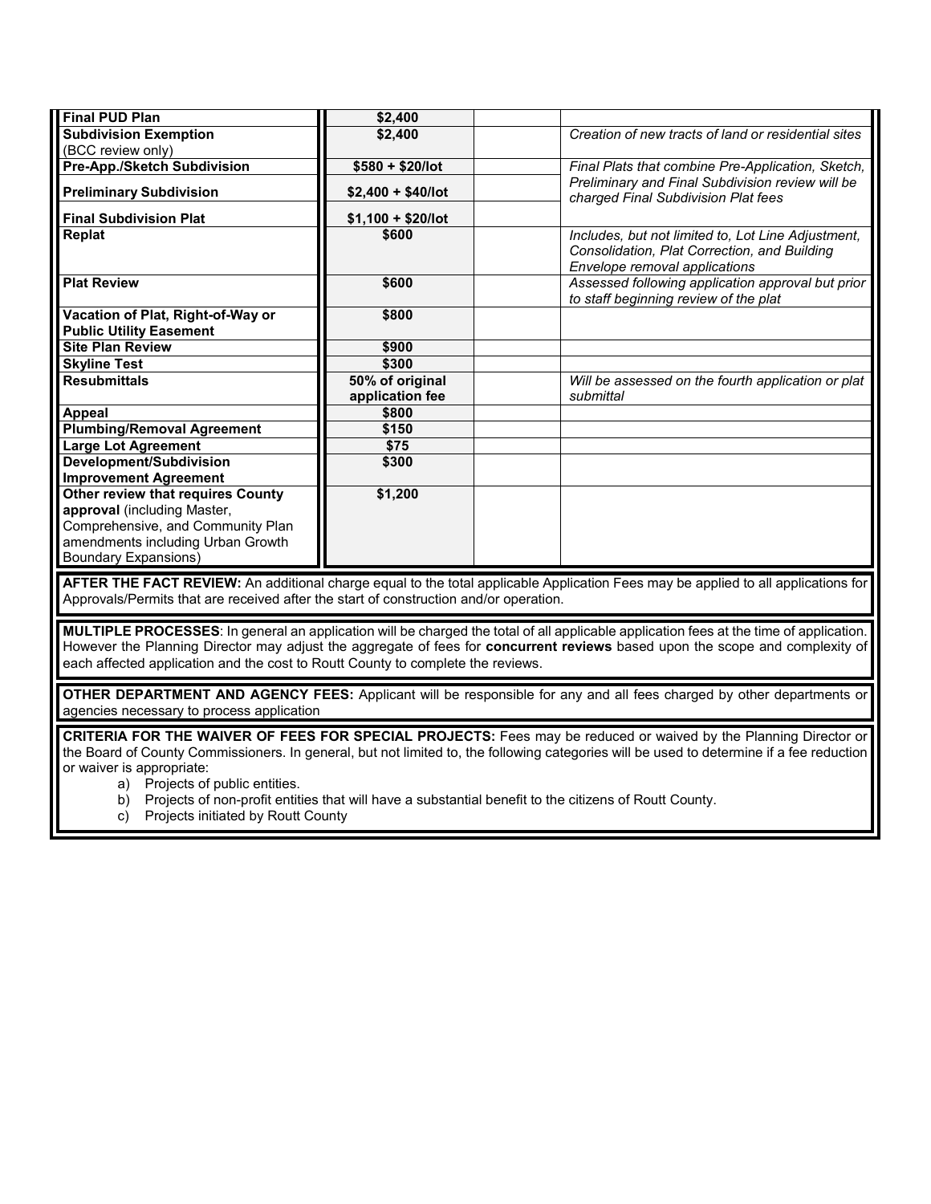| | | | |
|---|---|---|---|
| **Final PUD Plan** | **$2,400** | | |
| **Subdivision Exemption** (BCC review only) | **$2,400** | | *Creation of new tracts of land or residential sites* |
| **Pre-App./Sketch Subdivision** | **$580 + $20/lot** | | *Final Plats that combine Pre-Application, Sketch, Preliminary and Final Subdivision review will be charged Final Subdivision Plat fees* |
| **Preliminary Subdivision** | **$2,400 + $40/lot** | | |
| **Final Subdivision Plat** | **$1,100 + $20/lot** | | |
| **Replat** | **$600** | | *Includes, but not limited to, Lot Line Adjustment, Consolidation, Plat Correction, and Building Envelope removal applications* |
| **Plat Review** | **$600** | | *Assessed following application approval but prior to staff beginning review of the plat* |
| **Vacation of Plat, Right-of-Way or Public Utility Easement** | **$800** | | |
| **Site Plan Review** | **$900** | | |
| **Skyline Test** | **$300** | | |
| **Resubmittals** | **50% of original application fee** | | *Will be assessed on the fourth application or plat submittal* |
| **Appeal** | **$800** | | |
| **Plumbing/Removal Agreement** | **$150** | | |
| **Large Lot Agreement** | **$75** | | |
| **Development/Subdivision Improvement Agreement** | **$300** | | |
| **Other review that requires County approval** (including Master, Comprehensive, and Community Plan amendments including Urban Growth Boundary Expansions) | **$1,200** | | |

**AFTER THE FACT REVIEW:** An additional charge equal to the total applicable Application Fees may be applied to all applications for Approvals/Permits that are received after the start of construction and/or operation.

**MULTIPLE PROCESSES**: In general an application will be charged the total of all applicable application fees at the time of application. However the Planning Director may adjust the aggregate of fees for **concurrent reviews** based upon the scope and complexity of each affected application and the cost to Routt County to complete the reviews.

**OTHER DEPARTMENT AND AGENCY FEES:** Applicant will be responsible for any and all fees charged by other departments or agencies necessary to process application

**CRITERIA FOR THE WAIVER OF FEES FOR SPECIAL PROJECTS:** Fees may be reduced or waived by the Planning Director or the Board of County Commissioners. In general, but not limited to, the following categories will be used to determine if a fee reduction or waiver is appropriate:

a) Projects of public entities.
b) Projects of non-profit entities that will have a substantial benefit to the citizens of Routt County.
c) Projects initiated by Routt County